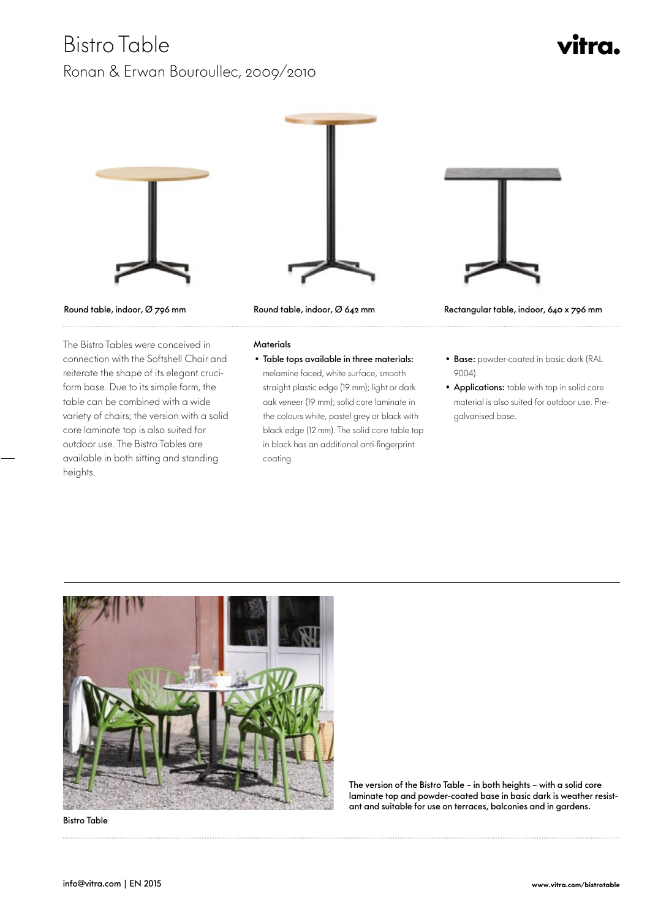# Bistro Table

## Ronan & Erwan Bouroullec, 2009/2010

vitra.

Round table, indoor, Ø 796 mm

Round table, indoor, Ø 642 mm

Rectangular table, indoor, 640 x 796 mm

The Bistro Tables were conceived in connection with the Softshell Chair and reiterate the shape of its elegant cruciform base. Due to its simple form, the table can be combined with a wide variety of chairs; the version with a solid core laminate top is also suited for outdoor use. The Bistro Tables are available in both sitting and standing heights.

**Materials**

- **Table tops available in three materials:** melamine faced, white surface, smooth straight plastic edge (19 mm); light or dark oak veneer (19 mm); solid core laminate in the colours white, pastel grey or black with black edge (12 mm). The solid core table top in black has an additional anti-fingerprint coating.
- **Base:** powder-coated in basic dark (RAL 9004).
- **Applications:** table with top in solid core material is also suited for outdoor use. Pre-galvanised base.

Bistro Table

The version of the Bistro Table – in both heights – with a solid core laminate top and powder-coated base in basic dark is weather resistant and suitable for use on terraces, balconies and in gardens.

info@vitra.com | EN 2015

www.vitra.com/bistrotable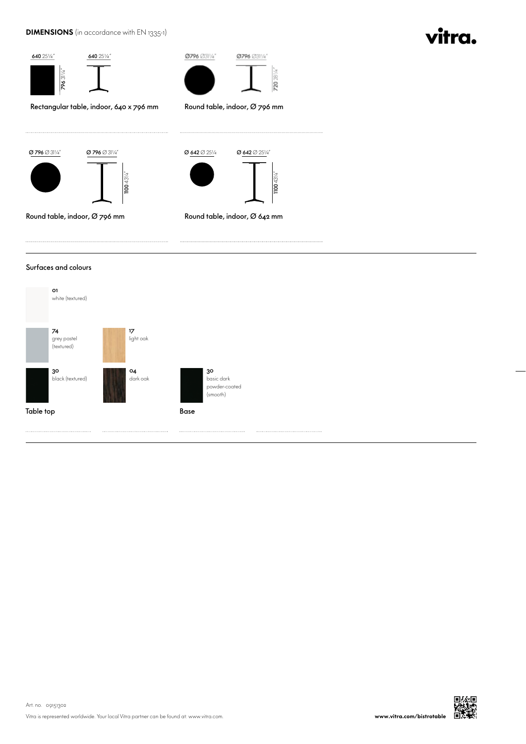**DIMENSIONS** (in accordance with EN 1335-1)

640 25¼"    640 25¼"    796 31¼"

Rectangular table, indoor, 640 x 796 mm

Ø796 Ø31¼"    Ø796 Ø31¼"    720 28¼"

Round table, indoor, Ø 796 mm

Ø 796 Ø 31¼"    Ø 796 Ø 31¼"    1100 43¼"

Round table, indoor, Ø 796 mm

Ø 642 Ø 25¼    Ø 642 Ø 25¼"    1100 43¼"

Round table, indoor, Ø 642 mm

## Surfaces and colours

**Table top**

- 01 white (textured)
- 74 grey pastel (textured)
- 17 light oak
- 30 black (textured)
- 04 dark oak

**Base**

- 30 basic dark powder-coated (smooth)

Art. no. 09151302

Vitra is represented worldwide. Your local Vitra partner can be found at: www.vitra.com.

**www.vitra.com/bistrotable**